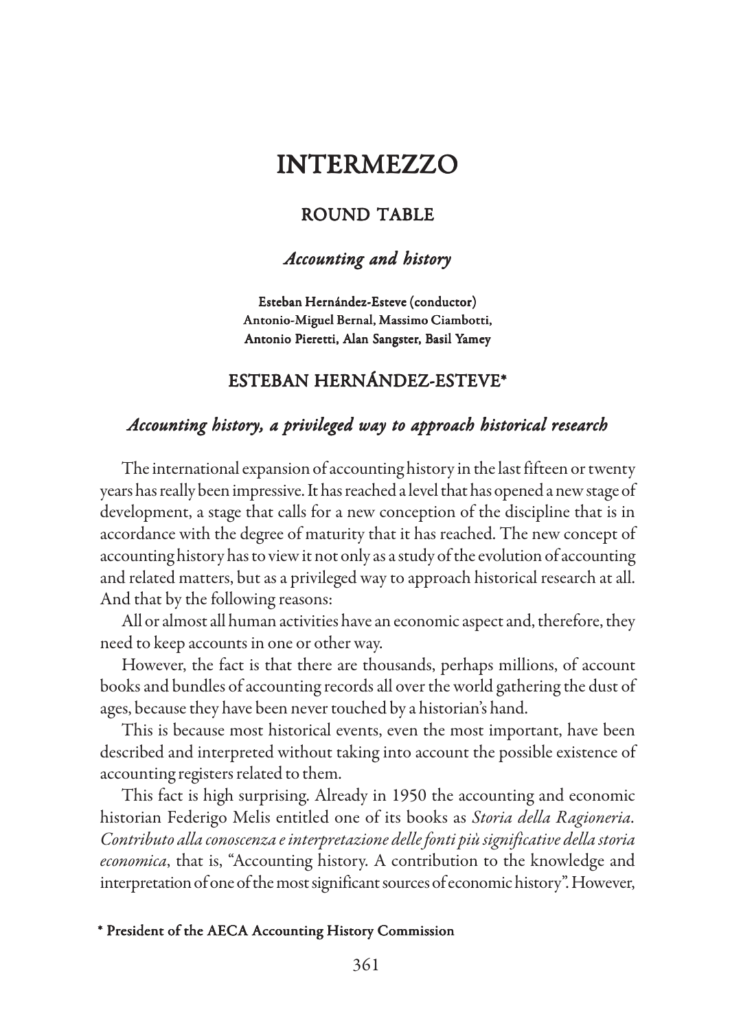# INTERMEZZO

## ROUND TABLE

### *Accounting and history*

**Esteban Hernández-Esteve (conductor)**
**Antonio-Miguel Bernal, Massimo Ciambotti,**
**Antonio Pieretti, Alan Sangster, Basil Yamey**

## ESTEBAN HERNÁNDEZ-ESTEVE*

### *Accounting history, a privileged way to approach historical research*

The international expansion of accounting history in the last fifteen or twenty years has really been impressive. It has reached a level that has opened a new stage of development, a stage that calls for a new conception of the discipline that is in accordance with the degree of maturity that it has reached. The new concept of accounting history has to view it not only as a study of the evolution of accounting and related matters, but as a privileged way to approach historical research at all. And that by the following reasons:

All or almost all human activities have an economic aspect and, therefore, they need to keep accounts in one or other way.

However, the fact is that there are thousands, perhaps millions, of account books and bundles of accounting records all over the world gathering the dust of ages, because they have been never touched by a historian's hand.

This is because most historical events, even the most important, have been described and interpreted without taking into account the possible existence of accounting registers related to them.

This fact is high surprising. Already in 1950 the accounting and economic historian Federigo Melis entitled one of its books as *Storia della Ragioneria. Contributo alla conoscenza e interpretazione delle fonti più significative della storia economica*, that is, "Accounting history. A contribution to the knowledge and interpretation of one of the most significant sources of economic history". However,

**\* President of the AECA Accounting History Commission**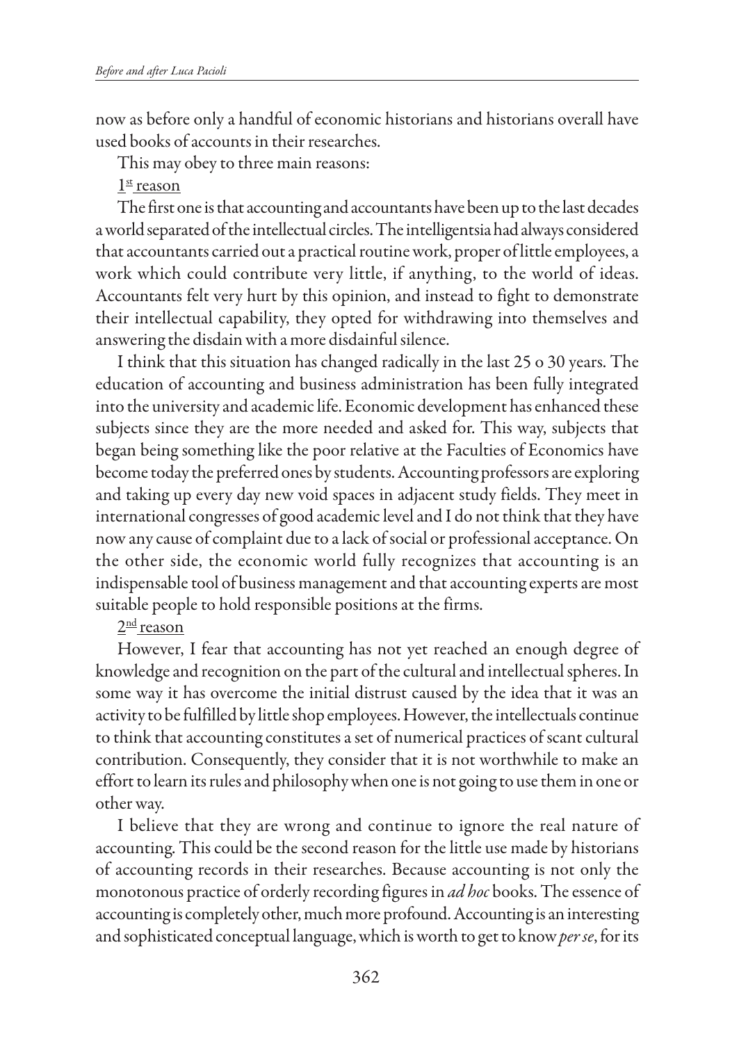now as before only a handful of economic historians and historians overall have used books of accounts in their researches.

This may obey to three main reasons:

1st reason

The first one is that accounting and accountants have been up to the last decades a world separated of the intellectual circles. The intelligentsia had always considered that accountants carried out a practical routine work, proper of little employees, a work which could contribute very little, if anything, to the world of ideas. Accountants felt very hurt by this opinion, and instead to fight to demonstrate their intellectual capability, they opted for withdrawing into themselves and answering the disdain with a more disdainful silence.

I think that this situation has changed radically in the last 25 o 30 years. The education of accounting and business administration has been fully integrated into the university and academic life. Economic development has enhanced these subjects since they are the more needed and asked for. This way, subjects that began being something like the poor relative at the Faculties of Economics have become today the preferred ones by students. Accounting professors are exploring and taking up every day new void spaces in adjacent study fields. They meet in international congresses of good academic level and I do not think that they have now any cause of complaint due to a lack of social or professional acceptance. On the other side, the economic world fully recognizes that accounting is an indispensable tool of business management and that accounting experts are most suitable people to hold responsible positions at the firms.

2nd reason

However, I fear that accounting has not yet reached an enough degree of knowledge and recognition on the part of the cultural and intellectual spheres. In some way it has overcome the initial distrust caused by the idea that it was an activity to be fulfilled by little shop employees. However, the intellectuals continue to think that accounting constitutes a set of numerical practices of scant cultural contribution. Consequently, they consider that it is not worthwhile to make an effort to learn its rules and philosophy when one is not going to use them in one or other way.

I believe that they are wrong and continue to ignore the real nature of accounting. This could be the second reason for the little use made by historians of accounting records in their researches. Because accounting is not only the monotonous practice of orderly recording figures in *ad hoc* books. The essence of accounting is completely other, much more profound. Accounting is an interesting and sophisticated conceptual language, which is worth to get to know *per se*, for its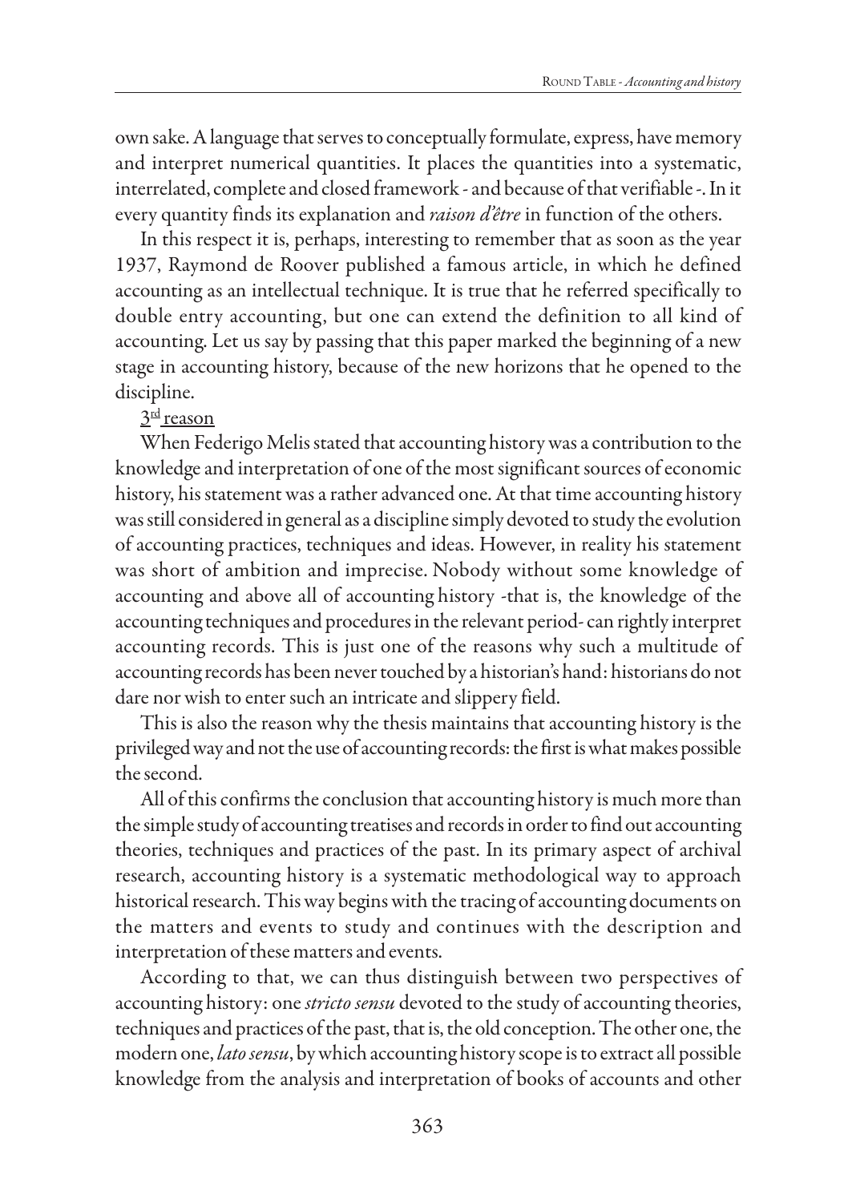own sake. A language that serves to conceptually formulate, express, have memory and interpret numerical quantities. It places the quantities into a systematic, interrelated, complete and closed framework - and because of that verifiable -. In it every quantity finds its explanation and *raison d'être* in function of the others.

In this respect it is, perhaps, interesting to remember that as soon as the year 1937, Raymond de Roover published a famous article, in which he defined accounting as an intellectual technique. It is true that he referred specifically to double entry accounting, but one can extend the definition to all kind of accounting. Let us say by passing that this paper marked the beginning of a new stage in accounting history, because of the new horizons that he opened to the discipline.

3rd reason

When Federigo Melis stated that accounting history was a contribution to the knowledge and interpretation of one of the most significant sources of economic history, his statement was a rather advanced one. At that time accounting history was still considered in general as a discipline simply devoted to study the evolution of accounting practices, techniques and ideas. However, in reality his statement was short of ambition and imprecise. Nobody without some knowledge of accounting and above all of accounting history -that is, the knowledge of the accounting techniques and procedures in the relevant period- can rightly interpret accounting records. This is just one of the reasons why such a multitude of accounting records has been never touched by a historian's hand: historians do not dare nor wish to enter such an intricate and slippery field.

This is also the reason why the thesis maintains that accounting history is the privileged way and not the use of accounting records: the first is what makes possible the second.

All of this confirms the conclusion that accounting history is much more than the simple study of accounting treatises and records in order to find out accounting theories, techniques and practices of the past. In its primary aspect of archival research, accounting history is a systematic methodological way to approach historical research. This way begins with the tracing of accounting documents on the matters and events to study and continues with the description and interpretation of these matters and events.

According to that, we can thus distinguish between two perspectives of accounting history: one *stricto sensu* devoted to the study of accounting theories, techniques and practices of the past, that is, the old conception. The other one, the modern one, *lato sensu*, by which accounting history scope is to extract all possible knowledge from the analysis and interpretation of books of accounts and other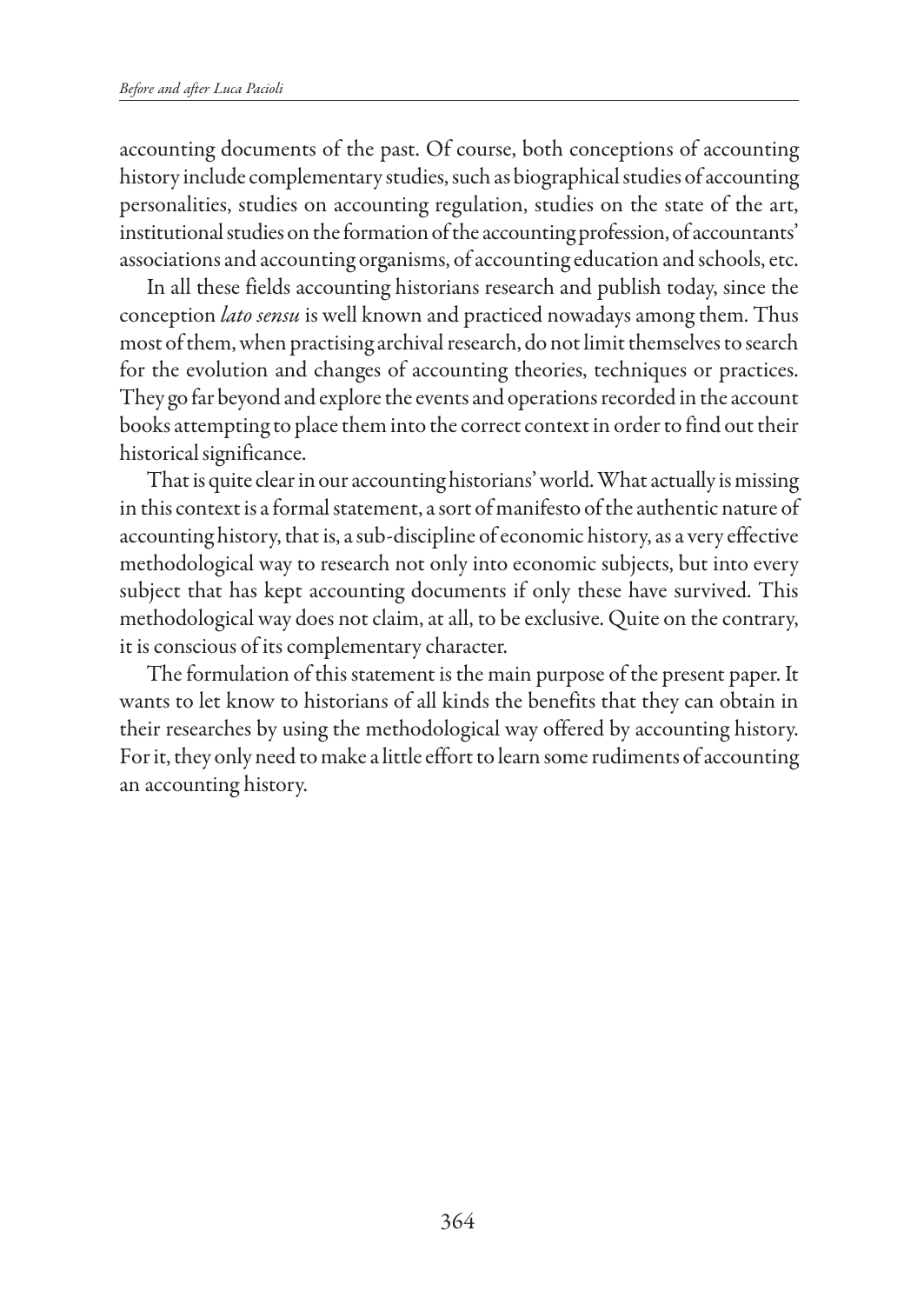accounting documents of the past. Of course, both conceptions of accounting history include complementary studies, such as biographical studies of accounting personalities, studies on accounting regulation, studies on the state of the art, institutional studies on the formation of the accounting profession, of accountants' associations and accounting organisms, of accounting education and schools, etc.

In all these fields accounting historians research and publish today, since the conception *lato sensu* is well known and practiced nowadays among them. Thus most of them, when practising archival research, do not limit themselves to search for the evolution and changes of accounting theories, techniques or practices. They go far beyond and explore the events and operations recorded in the account books attempting to place them into the correct context in order to find out their historical significance.

That is quite clear in our accounting historians' world. What actually is missing in this context is a formal statement, a sort of manifesto of the authentic nature of accounting history, that is, a sub-discipline of economic history, as a very effective methodological way to research not only into economic subjects, but into every subject that has kept accounting documents if only these have survived. This methodological way does not claim, at all, to be exclusive. Quite on the contrary, it is conscious of its complementary character.

The formulation of this statement is the main purpose of the present paper. It wants to let know to historians of all kinds the benefits that they can obtain in their researches by using the methodological way offered by accounting history. For it, they only need to make a little effort to learn some rudiments of accounting an accounting history.